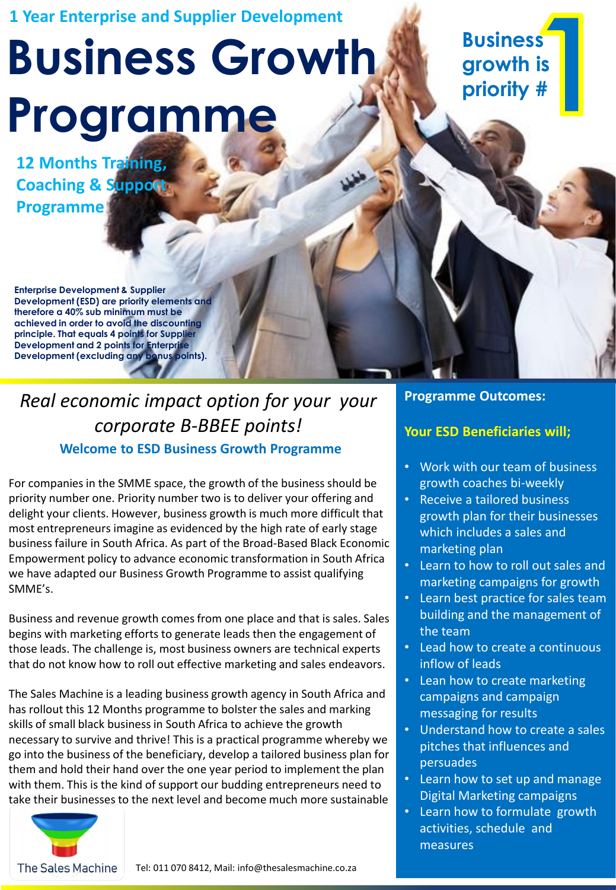**1 Year Enterprise and Supplier Development**

# Business Growth Programme

**Business growth is priority #1**

## 12 Months Training, Coaching & Support Programme

**Enterprise Development & Supplier Development (ESD) are priority elements and therefore a 40% sub minimum must be achieved in order to avoid the discounting principle. That equals 4 points for Supplier Development and 2 points for Enterprise Development (excluding any bonus points).**

## *Real economic impact option for your your corporate B-BBEE points!*

### Welcome to ESD Business Growth Programme

For companies in the SMME space, the growth of the business should be priority number one. Priority number two is to deliver your offering and delight your clients. However, business growth is much more difficult that most entrepreneurs imagine as evidenced by the high rate of early stage business failure in South Africa. As part of the Broad-Based Black Economic Empowerment policy to advance economic transformation in South Africa we have adapted our Business Growth Programme to assist qualifying SMME's.

Business and revenue growth comes from one place and that is sales. Sales begins with marketing efforts to generate leads then the engagement of those leads. The challenge is, most business owners are technical experts that do not know how to roll out effective marketing and sales endeavors.

The Sales Machine is a leading business growth agency in South Africa and has rollout this 12 Months programme to bolster the sales and marking skills of small black business in South Africa to achieve the growth necessary to survive and thrive! This is a practical programme whereby we go into the business of the beneficiary, develop a tailored business plan for them and hold their hand over the one year period to implement the plan with them. This is the kind of support our budding entrepreneurs need to take their businesses to the next level and become much more sustainable

### Programme Outcomes:

**Your ESD Beneficiaries will;**

- Work with our team of business growth coaches bi-weekly
- Receive a tailored business growth plan for their businesses which includes a sales and marketing plan
- Learn to how to roll out sales and marketing campaigns for growth
- Learn best practice for sales team building and the management of the team
- Lead how to create a continuous inflow of leads
- Lean how to create marketing campaigns and campaign messaging for results
- Understand how to create a sales pitches that influences and persuades
- Learn how to set up and manage Digital Marketing campaigns
- Learn how to formulate growth activities, schedule and measures

The Sales Machine

Tel: 011 070 8412, Mail: info@thesalesmachine.co.za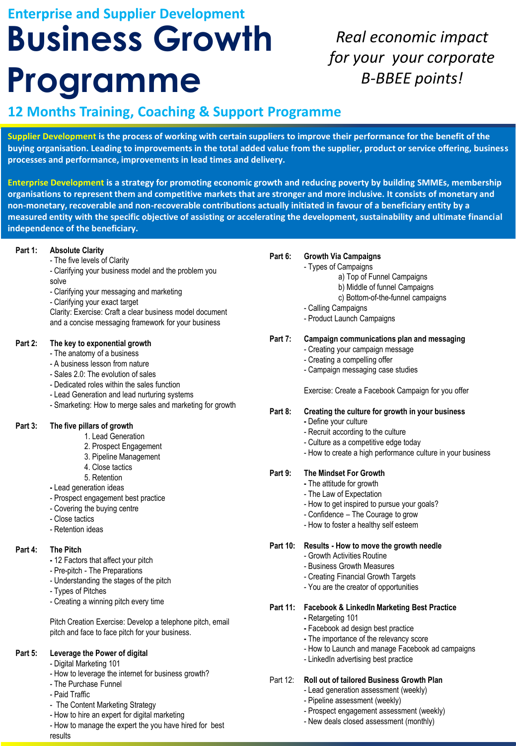## Enterprise and Supplier Development

# Business Growth Programme

*Real economic impact for your your corporate B-BBEE points!*

## 12 Months Training, Coaching & Support Programme

**Supplier Development is the process of working with certain suppliers to improve their performance for the benefit of the buying organisation. Leading to improvements in the total added value from the supplier, product or service offering, business processes and performance, improvements in lead times and delivery.**

**Enterprise Development is a strategy for promoting economic growth and reducing poverty by building SMMEs, membership organisations to represent them and competitive markets that are stronger and more inclusive. It consists of monetary and non-monetary, recoverable and non-recoverable contributions actually initiated in favour of a beneficiary entity by a measured entity with the specific objective of assisting or accelerating the development, sustainability and ultimate financial independence of the beneficiary.**

**Part 1: Absolute Clarity**
- The five levels of Clarity
- Clarifying your business model and the problem you solve
- Clarifying your messaging and marketing
- Clarifying your exact target

Clarity: Exercise: Craft a clear business model document and a concise messaging framework for your business

**Part 2: The key to exponential growth**
- The anatomy of a business
- A business lesson from nature
- Sales 2.0: The evolution of sales
- Dedicated roles within the sales function
- Lead Generation and lead nurturing systems
- Smarketing: How to merge sales and marketing for growth

**Part 3: The five pillars of growth**
1. Lead Generation
2. Prospect Engagement
3. Pipeline Management
4. Close tactics
5. Retention

- Lead generation ideas
- Prospect engagement best practice
- Covering the buying centre
- Close tactics
- Retention ideas

**Part 4: The Pitch**
- 12 Factors that affect your pitch
- Pre-pitch - The Preparations
- Understanding the stages of the pitch
- Types of Pitches
- Creating a winning pitch every time

Pitch Creation Exercise: Develop a telephone pitch, email pitch and face to face pitch for your business.

**Part 5: Leverage the Power of digital**
- Digital Marketing 101
- How to leverage the internet for business growth?
- The Purchase Funnel
- Paid Traffic
- The Content Marketing Strategy
- How to hire an expert for digital marketing
- How to manage the expert the you have hired for best results

**Part 6: Growth Via Campaigns**
- Types of Campaigns
  - a) Top of Funnel Campaigns
  - b) Middle of funnel Campaigns
  - c) Bottom-of-the-funnel campaigns
- Calling Campaigns
- Product Launch Campaigns

**Part 7: Campaign communications plan and messaging**
- Creating your campaign message
- Creating a compelling offer
- Campaign messaging case studies

Exercise: Create a Facebook Campaign for you offer

**Part 8: Creating the culture for growth in your business**
- Define your culture
- Recruit according to the culture
- Culture as a competitive edge today
- How to create a high performance culture in your business

**Part 9: The Mindset For Growth**
- The attitude for growth
- The Law of Expectation
- How to get inspired to pursue your goals?
- Confidence – The Courage to grow
- How to foster a healthy self esteem

**Part 10: Results - How to move the growth needle**
- Growth Activities Routine
- Business Growth Measures
- Creating Financial Growth Targets
- You are the creator of opportunities

**Part 11: Facebook & LinkedIn Marketing Best Practice**
- Retargeting 101
- Facebook ad design best practice
- The importance of the relevancy score
- How to Launch and manage Facebook ad campaigns
- LinkedIn advertising best practice

Part 12: **Roll out of tailored Business Growth Plan**
- Lead generation assessment (weekly)
- Pipeline assessment (weekly)
- Prospect engagement assessment (weekly)
- New deals closed assessment (monthly)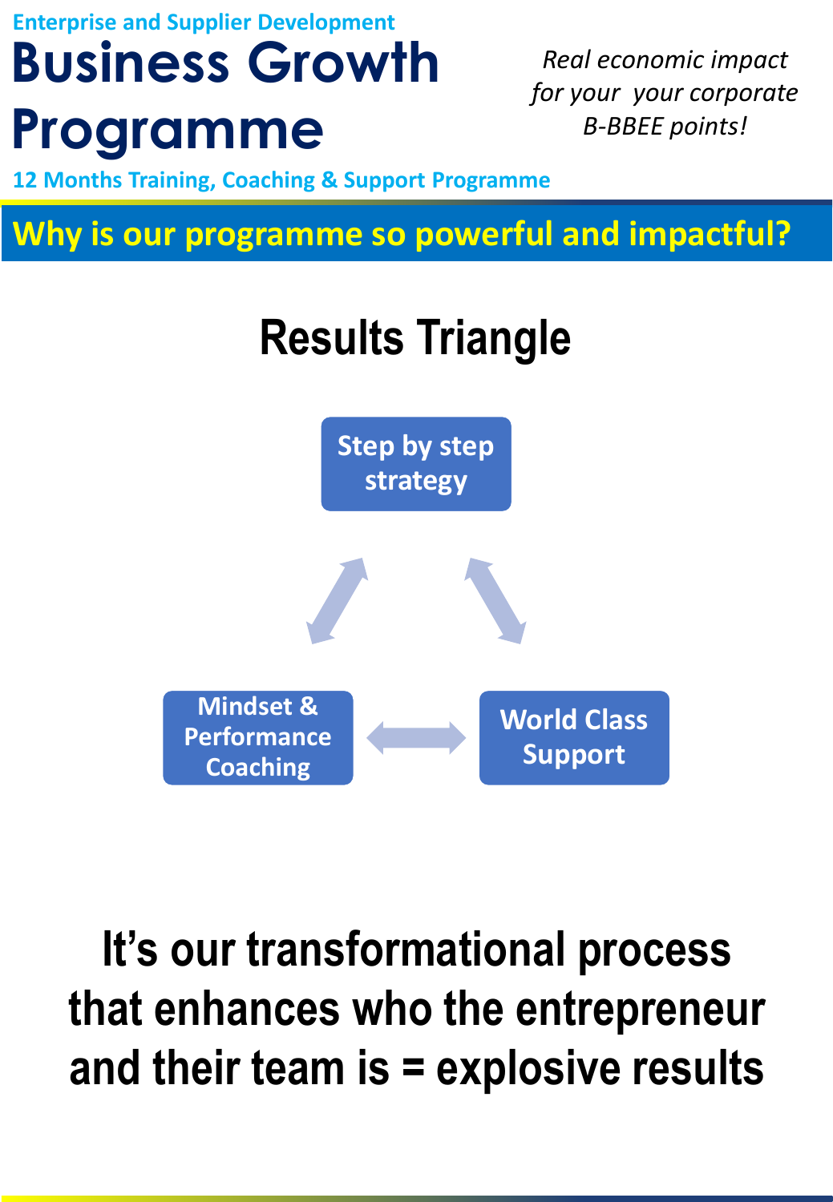Enterprise and Supplier Development

# Business Growth Programme

*Real economic impact for your your corporate B-BBEE points!*

12 Months Training, Coaching & Support Programme

## Why is our programme so powerful and impactful?

### Results Triangle

- Step by step strategy
- Mindset & Performance Coaching
- World Class Support

**It's our transformational process that enhances who the entrepreneur and their team is = explosive results**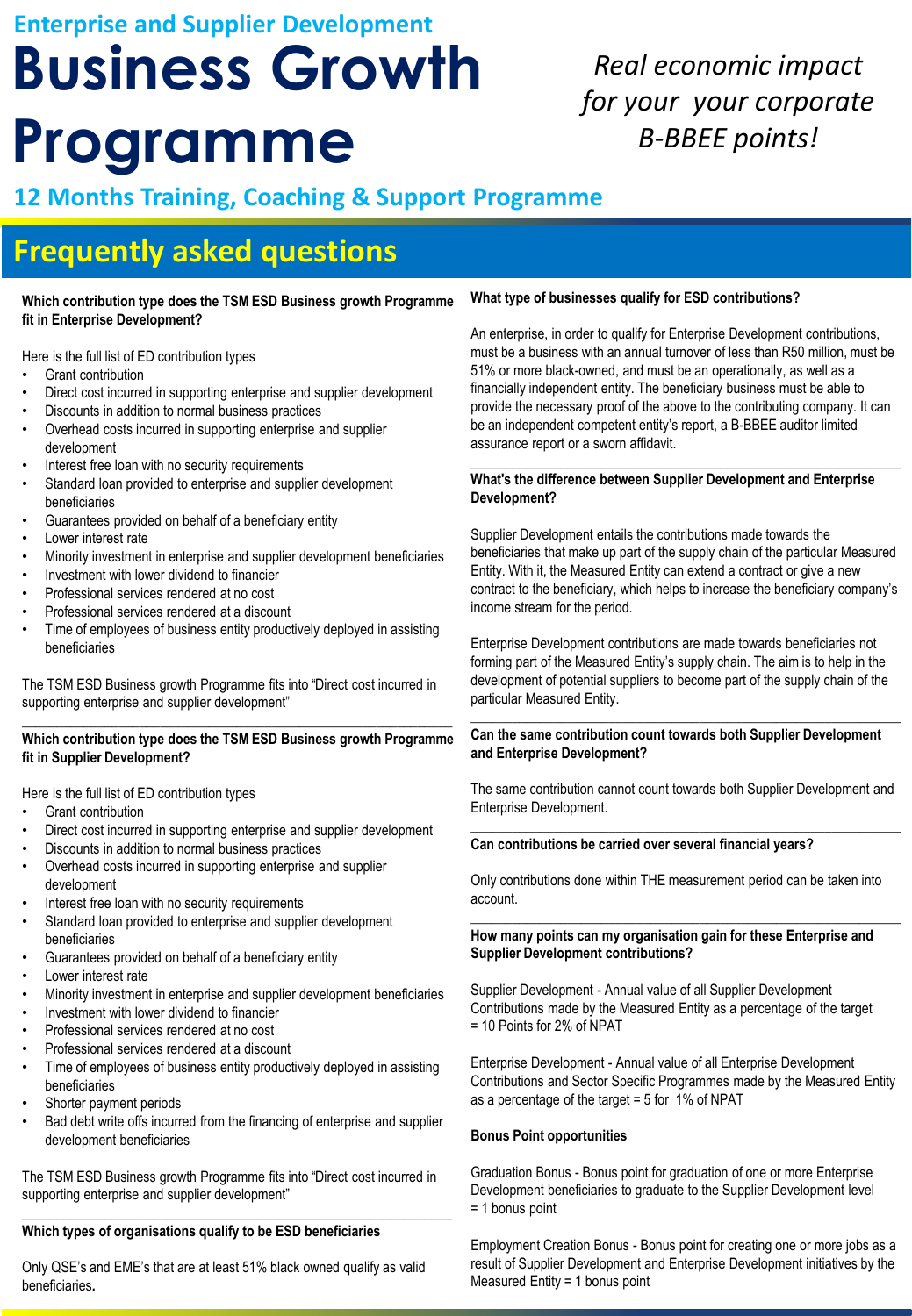Enterprise and Supplier Development

# Business Growth Programme

*Real economic impact for your your corporate B-BBEE points!*

## 12 Months Training, Coaching & Support Programme

## Frequently asked questions

**Which contribution type does the TSM ESD Business growth Programme fit in Enterprise Development?**

Here is the full list of ED contribution types

- Grant contribution
- Direct cost incurred in supporting enterprise and supplier development
- Discounts in addition to normal business practices
- Overhead costs incurred in supporting enterprise and supplier development
- Interest free loan with no security requirements
- Standard loan provided to enterprise and supplier development beneficiaries
- Guarantees provided on behalf of a beneficiary entity
- Lower interest rate
- Minority investment in enterprise and supplier development beneficiaries
- Investment with lower dividend to financier
- Professional services rendered at no cost
- Professional services rendered at a discount
- Time of employees of business entity productively deployed in assisting beneficiaries

The TSM ESD Business growth Programme fits into "Direct cost incurred in supporting enterprise and supplier development"

---

**Which contribution type does the TSM ESD Business growth Programme fit in Supplier Development?**

Here is the full list of ED contribution types

- Grant contribution
- Direct cost incurred in supporting enterprise and supplier development
- Discounts in addition to normal business practices
- Overhead costs incurred in supporting enterprise and supplier development
- Interest free loan with no security requirements
- Standard loan provided to enterprise and supplier development beneficiaries
- Guarantees provided on behalf of a beneficiary entity
- Lower interest rate
- Minority investment in enterprise and supplier development beneficiaries
- Investment with lower dividend to financier
- Professional services rendered at no cost
- Professional services rendered at a discount
- Time of employees of business entity productively deployed in assisting beneficiaries
- Shorter payment periods
- Bad debt write offs incurred from the financing of enterprise and supplier development beneficiaries

The TSM ESD Business growth Programme fits into "Direct cost incurred in supporting enterprise and supplier development"

---

**Which types of organisations qualify to be ESD beneficiaries**

Only QSE's and EME's that are at least 51% black owned qualify as valid beneficiaries.

**What type of businesses qualify for ESD contributions?**

An enterprise, in order to qualify for Enterprise Development contributions, must be a business with an annual turnover of less than R50 million, must be 51% or more black-owned, and must be an operationally, as well as a financially independent entity. The beneficiary business must be able to provide the necessary proof of the above to the contributing company. It can be an independent competent entity's report, a B-BBEE auditor limited assurance report or a sworn affidavit.

---

**What's the difference between Supplier Development and Enterprise Development?**

Supplier Development entails the contributions made towards the beneficiaries that make up part of the supply chain of the particular Measured Entity. With it, the Measured Entity can extend a contract or give a new contract to the beneficiary, which helps to increase the beneficiary company's income stream for the period.

Enterprise Development contributions are made towards beneficiaries not forming part of the Measured Entity's supply chain. The aim is to help in the development of potential suppliers to become part of the supply chain of the particular Measured Entity.

---

**Can the same contribution count towards both Supplier Development and Enterprise Development?**

The same contribution cannot count towards both Supplier Development and Enterprise Development.

---

**Can contributions be carried over several financial years?**

Only contributions done within THE measurement period can be taken into account.

---

**How many points can my organisation gain for these Enterprise and Supplier Development contributions?**

Supplier Development - Annual value of all Supplier Development Contributions made by the Measured Entity as a percentage of the target = 10 Points for 2% of NPAT

Enterprise Development - Annual value of all Enterprise Development Contributions and Sector Specific Programmes made by the Measured Entity as a percentage of the target = 5 for 1% of NPAT

**Bonus Point opportunities**

Graduation Bonus - Bonus point for graduation of one or more Enterprise Development beneficiaries to graduate to the Supplier Development level = 1 bonus point

Employment Creation Bonus - Bonus point for creating one or more jobs as a result of Supplier Development and Enterprise Development initiatives by the Measured Entity = 1 bonus point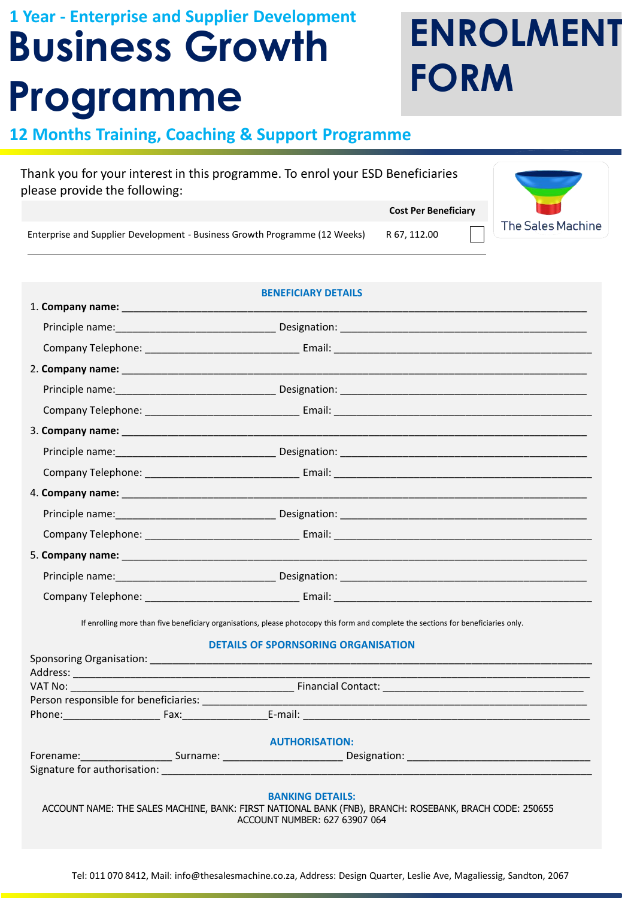1 Year - Enterprise and Supplier Development

# Business Growth Programme

# ENROLMENT FORM

## 12 Months Training, Coaching & Support Programme

Thank you for your interest in this programme. To enrol your ESD Beneficiaries please provide the following:

| | Cost Per Beneficiary | |
|---|---|---|
| Enterprise and Supplier Development - Business Growth Programme (12 Weeks) | R 67, 112.00 | ☐ |

The Sales Machine

### BENEFICIARY DETAILS

1. **Company name:** ____________________
   Principle name: ____________________ Designation: ____________________
   Company Telephone: ____________________ Email: ____________________
2. **Company name:** ____________________
   Principle name: ____________________ Designation: ____________________
   Company Telephone: ____________________ Email: ____________________
3. **Company name:** ____________________
   Principle name: ____________________ Designation: ____________________
   Company Telephone: ____________________ Email: ____________________
4. **Company name:** ____________________
   Principle name: ____________________ Designation: ____________________
   Company Telephone: ____________________ Email: ____________________
5. **Company name:** ____________________
   Principle name: ____________________ Designation: ____________________
   Company Telephone: ____________________ Email: ____________________

If enrolling more than five beneficiary organisations, please photocopy this form and complete the sections for beneficiaries only.

### DETAILS OF SPORNSORING ORGANISATION

Sponsoring Organisation: ____________________
Address: ____________________
VAT No: ____________________ Financial Contact: ____________________
Person responsible for beneficiaries: ____________________
Phone: ____________ Fax: ____________ E-mail: ____________________

### AUTHORISATION:

Forename: ____________ Surname: ____________ Designation: ____________________
Signature for authorisation: ____________________

### BANKING DETAILS:

ACCOUNT NAME: THE SALES MACHINE, BANK: FIRST NATIONAL BANK (FNB), BRANCH: ROSEBANK, BRACH CODE: 250655
ACCOUNT NUMBER: 627 63907 064

Tel: 011 070 8412, Mail: info@thesalesmachine.co.za, Address: Design Quarter, Leslie Ave, Magaliessig, Sandton, 2067